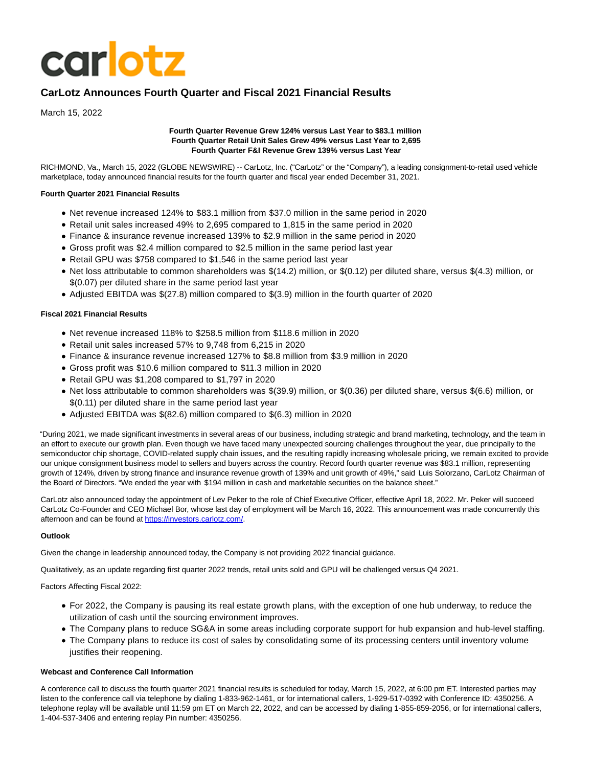carlotz

# CarLotz Announces Fourth Quarter and Fiscal 2021 Financial Results

March 15, 2022

**Fourth Quarter Revenue Grew 124% versus Last Year to $83.1 million**
**Fourth Quarter Retail Unit Sales Grew 49% versus Last Year to 2,695**
**Fourth Quarter F&I Revenue Grew 139% versus Last Year**

RICHMOND, Va., March 15, 2022 (GLOBE NEWSWIRE) -- CarLotz, Inc. ("CarLotz" or the "Company"), a leading consignment-to-retail used vehicle marketplace, today announced financial results for the fourth quarter and fiscal year ended December 31, 2021.

**Fourth Quarter 2021 Financial Results**

- Net revenue increased 124% to $83.1 million from $37.0 million in the same period in 2020
- Retail unit sales increased 49% to 2,695 compared to 1,815 in the same period in 2020
- Finance & insurance revenue increased 139% to $2.9 million in the same period in 2020
- Gross profit was $2.4 million compared to $2.5 million in the same period last year
- Retail GPU was $758 compared to $1,546 in the same period last year
- Net loss attributable to common shareholders was $(14.2) million, or $(0.12) per diluted share, versus $(4.3) million, or $(0.07) per diluted share in the same period last year
- Adjusted EBITDA was $(27.8) million compared to $(3.9) million in the fourth quarter of 2020

**Fiscal 2021 Financial Results**

- Net revenue increased 118% to $258.5 million from $118.6 million in 2020
- Retail unit sales increased 57% to 9,748 from 6,215 in 2020
- Finance & insurance revenue increased 127% to $8.8 million from $3.9 million in 2020
- Gross profit was $10.6 million compared to $11.3 million in 2020
- Retail GPU was $1,208 compared to $1,797 in 2020
- Net loss attributable to common shareholders was $(39.9) million, or $(0.36) per diluted share, versus $(6.6) million, or $(0.11) per diluted share in the same period last year
- Adjusted EBITDA was $(82.6) million compared to $(6.3) million in 2020

"During 2021, we made significant investments in several areas of our business, including strategic and brand marketing, technology, and the team in an effort to execute our growth plan. Even though we have faced many unexpected sourcing challenges throughout the year, due principally to the semiconductor chip shortage, COVID-related supply chain issues, and the resulting rapidly increasing wholesale pricing, we remain excited to provide our unique consignment business model to sellers and buyers across the country. Record fourth quarter revenue was $83.1 million, representing growth of 124%, driven by strong finance and insurance revenue growth of 139% and unit growth of 49%," said Luis Solorzano, CarLotz Chairman of the Board of Directors. "We ended the year with $194 million in cash and marketable securities on the balance sheet."

CarLotz also announced today the appointment of Lev Peker to the role of Chief Executive Officer, effective April 18, 2022. Mr. Peker will succeed CarLotz Co-Founder and CEO Michael Bor, whose last day of employment will be March 16, 2022. This announcement was made concurrently this afternoon and can be found at https://investors.carlotz.com/.

**Outlook**

Given the change in leadership announced today, the Company is not providing 2022 financial guidance.

Qualitatively, as an update regarding first quarter 2022 trends, retail units sold and GPU will be challenged versus Q4 2021.

Factors Affecting Fiscal 2022:

- For 2022, the Company is pausing its real estate growth plans, with the exception of one hub underway, to reduce the utilization of cash until the sourcing environment improves.
- The Company plans to reduce SG&A in some areas including corporate support for hub expansion and hub-level staffing.
- The Company plans to reduce its cost of sales by consolidating some of its processing centers until inventory volume justifies their reopening.

**Webcast and Conference Call Information**

A conference call to discuss the fourth quarter 2021 financial results is scheduled for today, March 15, 2022, at 6:00 pm ET. Interested parties may listen to the conference call via telephone by dialing 1-833-962-1461, or for international callers, 1-929-517-0392 with Conference ID: 4350256. A telephone replay will be available until 11:59 pm ET on March 22, 2022, and can be accessed by dialing 1-855-859-2056, or for international callers, 1-404-537-3406 and entering replay Pin number: 4350256.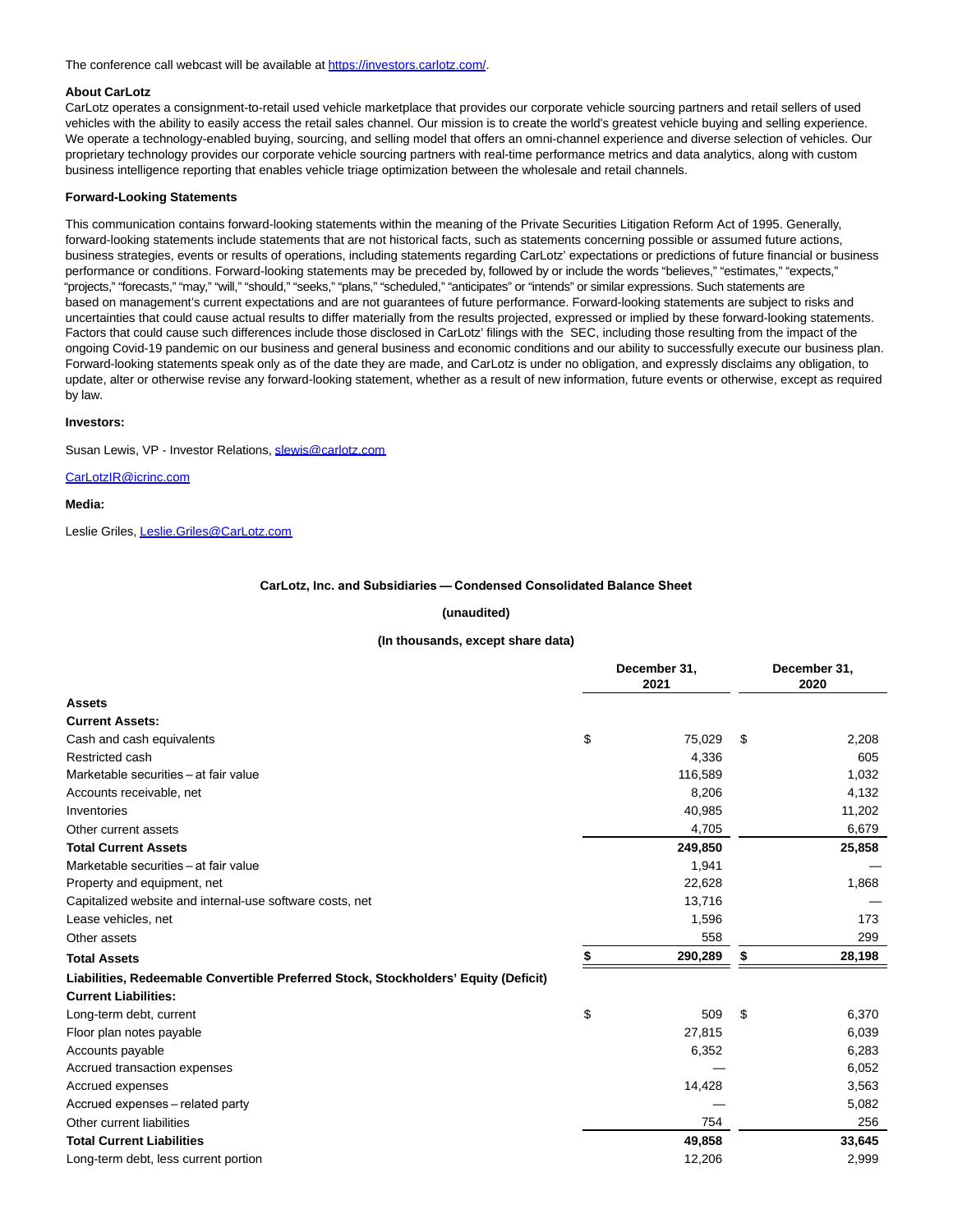The conference call webcast will be available at https://investors.carlotz.com/.

**About CarLotz**

CarLotz operates a consignment-to-retail used vehicle marketplace that provides our corporate vehicle sourcing partners and retail sellers of used vehicles with the ability to easily access the retail sales channel. Our mission is to create the world's greatest vehicle buying and selling experience. We operate a technology-enabled buying, sourcing, and selling model that offers an omni-channel experience and diverse selection of vehicles. Our proprietary technology provides our corporate vehicle sourcing partners with real-time performance metrics and data analytics, along with custom business intelligence reporting that enables vehicle triage optimization between the wholesale and retail channels.

**Forward-Looking Statements**

This communication contains forward-looking statements within the meaning of the Private Securities Litigation Reform Act of 1995. Generally, forward-looking statements include statements that are not historical facts, such as statements concerning possible or assumed future actions, business strategies, events or results of operations, including statements regarding CarLotz' expectations or predictions of future financial or business performance or conditions. Forward-looking statements may be preceded by, followed by or include the words "believes," "estimates," "expects," "projects," "forecasts," "may," "will," "should," "seeks," "plans," "scheduled," "anticipates" or "intends" or similar expressions. Such statements are based on management's current expectations and are not guarantees of future performance. Forward-looking statements are subject to risks and uncertainties that could cause actual results to differ materially from the results projected, expressed or implied by these forward-looking statements. Factors that could cause such differences include those disclosed in CarLotz' filings with the SEC, including those resulting from the impact of the ongoing Covid-19 pandemic on our business and general business and economic conditions and our ability to successfully execute our business plan. Forward-looking statements speak only as of the date they are made, and CarLotz is under no obligation, and expressly disclaims any obligation, to update, alter or otherwise revise any forward-looking statement, whether as a result of new information, future events or otherwise, except as required by law.

**Investors:**

Susan Lewis, VP - Investor Relations, slewis@carlotz.com

CarLotzIR@icrinc.com

**Media:**

Leslie Griles, Leslie.Griles@CarLotz.com

**CarLotz, Inc. and Subsidiaries — Condensed Consolidated Balance Sheet**

**(unaudited)**

**(In thousands, except share data)**

| | December 31, 2021 | December 31, 2020 |
|---|---|---|
| **Assets** | | |
| **Current Assets:** | | |
| Cash and cash equivalents | $ 75,029 | $ 2,208 |
| Restricted cash | 4,336 | 605 |
| Marketable securities – at fair value | 116,589 | 1,032 |
| Accounts receivable, net | 8,206 | 4,132 |
| Inventories | 40,985 | 11,202 |
| Other current assets | 4,705 | 6,679 |
| **Total Current Assets** | **249,850** | **25,858** |
| Marketable securities – at fair value | 1,941 | — |
| Property and equipment, net | 22,628 | 1,868 |
| Capitalized website and internal-use software costs, net | 13,716 | — |
| Lease vehicles, net | 1,596 | 173 |
| Other assets | 558 | 299 |
| **Total Assets** | **$ 290,289** | **$ 28,198** |
| **Liabilities, Redeemable Convertible Preferred Stock, Stockholders' Equity (Deficit)** | | |
| **Current Liabilities:** | | |
| Long-term debt, current | $ 509 | $ 6,370 |
| Floor plan notes payable | 27,815 | 6,039 |
| Accounts payable | 6,352 | 6,283 |
| Accrued transaction expenses | — | 6,052 |
| Accrued expenses | 14,428 | 3,563 |
| Accrued expenses – related party | — | 5,082 |
| Other current liabilities | 754 | 256 |
| **Total Current Liabilities** | **49,858** | **33,645** |
| Long-term debt, less current portion | 12,206 | 2,999 |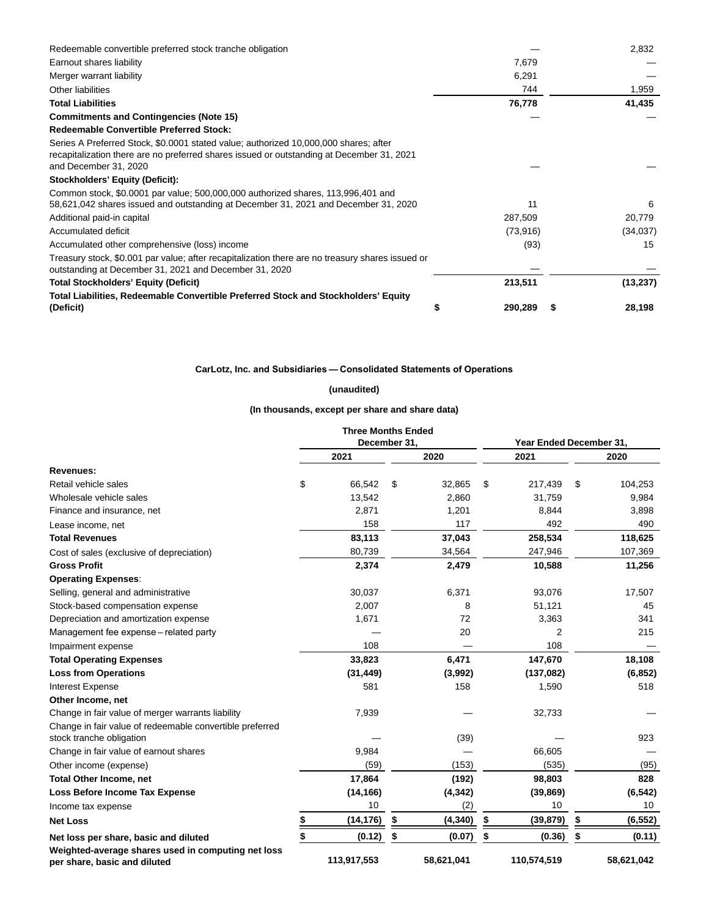| | 2021 | 2020 |
|---|---|---|
| Redeemable convertible preferred stock tranche obligation | — | 2,832 |
| Earnout shares liability | 7,679 | — |
| Merger warrant liability | 6,291 | — |
| Other liabilities | 744 | 1,959 |
| **Total Liabilities** | **76,778** | **41,435** |
| **Commitments and Contingencies (Note 15)** | — | — |
| **Redeemable Convertible Preferred Stock:** | | |
| Series A Preferred Stock, $0.0001 stated value; authorized 10,000,000 shares; after recapitalization there are no preferred shares issued or outstanding at December 31, 2021 and December 31, 2020 | — | — |
| **Stockholders' Equity (Deficit):** | | |
| Common stock, $0.0001 par value; 500,000,000 authorized shares, 113,996,401 and 58,621,042 shares issued and outstanding at December 31, 2021 and December 31, 2020 | 11 | 6 |
| Additional paid-in capital | 287,509 | 20,779 |
| Accumulated deficit | (73,916) | (34,037) |
| Accumulated other comprehensive (loss) income | (93) | 15 |
| Treasury stock, $0.001 par value; after recapitalization there are no treasury shares issued or outstanding at December 31, 2021 and December 31, 2020 | — | — |
| **Total Stockholders' Equity (Deficit)** | **213,511** | **(13,237)** |
| **Total Liabilities, Redeemable Convertible Preferred Stock and Stockholders' Equity (Deficit)** | **$ 290,289** | **$ 28,198** |

**CarLotz, Inc. and Subsidiaries — Consolidated Statements of Operations**

**(unaudited)**

**(In thousands, except per share and share data)**

| | Three Months Ended December 31, | | Year Ended December 31, | |
|---|---|---|---|---|
| | 2021 | 2020 | 2021 | 2020 |
| **Revenues:** | | | | |
| Retail vehicle sales | $ 66,542 | $ 32,865 | $ 217,439 | $ 104,253 |
| Wholesale vehicle sales | 13,542 | 2,860 | 31,759 | 9,984 |
| Finance and insurance, net | 2,871 | 1,201 | 8,844 | 3,898 |
| Lease income, net | 158 | 117 | 492 | 490 |
| **Total Revenues** | **83,113** | **37,043** | **258,534** | **118,625** |
| Cost of sales (exclusive of depreciation) | 80,739 | 34,564 | 247,946 | 107,369 |
| **Gross Profit** | **2,374** | **2,479** | **10,588** | **11,256** |
| **Operating Expenses**: | | | | |
| Selling, general and administrative | 30,037 | 6,371 | 93,076 | 17,507 |
| Stock-based compensation expense | 2,007 | 8 | 51,121 | 45 |
| Depreciation and amortization expense | 1,671 | 72 | 3,363 | 341 |
| Management fee expense – related party | — | 20 | 2 | 215 |
| Impairment expense | 108 | — | 108 | — |
| **Total Operating Expenses** | **33,823** | **6,471** | **147,670** | **18,108** |
| **Loss from Operations** | **(31,449)** | **(3,992)** | **(137,082)** | **(6,852)** |
| Interest Expense | 581 | 158 | 1,590 | 518 |
| **Other Income, net** | | | | |
| Change in fair value of merger warrants liability | 7,939 | — | 32,733 | — |
| Change in fair value of redeemable convertible preferred stock tranche obligation | — | (39) | — | 923 |
| Change in fair value of earnout shares | 9,984 | — | 66,605 | — |
| Other income (expense) | (59) | (153) | (535) | (95) |
| **Total Other Income, net** | **17,864** | **(192)** | **98,803** | **828** |
| **Loss Before Income Tax Expense** | **(14,166)** | **(4,342)** | **(39,869)** | **(6,542)** |
| Income tax expense | 10 | (2) | 10 | 10 |
| **Net Loss** | **$ (14,176)** | **$ (4,340)** | **$ (39,879)** | **$ (6,552)** |
| **Net loss per share, basic and diluted** | **$ (0.12)** | **$ (0.07)** | **$ (0.36)** | **$ (0.11)** |
| **Weighted-average shares used in computing net loss per share, basic and diluted** | **113,917,553** | **58,621,041** | **110,574,519** | **58,621,042** |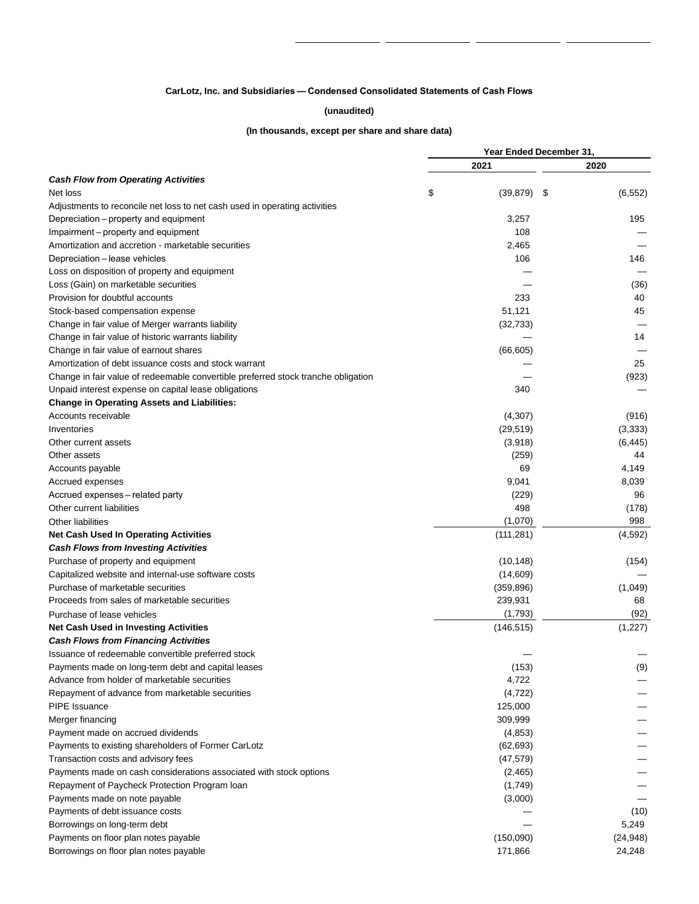**CarLotz, Inc. and Subsidiaries — Condensed Consolidated Statements of Cash Flows**

**(unaudited)**

**(In thousands, except per share and share data)**

| | Year Ended December 31, | |
|---|---|---|
| | 2021 | 2020 |
| ***Cash Flow from Operating Activities*** | | |
| Net loss | $ (39,879) | $ (6,552) |
| Adjustments to reconcile net loss to net cash used in operating activities | | |
| Depreciation – property and equipment | 3,257 | 195 |
| Impairment – property and equipment | 108 | — |
| Amortization and accretion - marketable securities | 2,465 | — |
| Depreciation – lease vehicles | 106 | 146 |
| Loss on disposition of property and equipment | — | — |
| Loss (Gain) on marketable securities | — | (36) |
| Provision for doubtful accounts | 233 | 40 |
| Stock-based compensation expense | 51,121 | 45 |
| Change in fair value of Merger warrants liability | (32,733) | — |
| Change in fair value of historic warrants liability | — | 14 |
| Change in fair value of earnout shares | (66,605) | — |
| Amortization of debt issuance costs and stock warrant | — | 25 |
| Change in fair value of redeemable convertible preferred stock tranche obligation | — | (923) |
| Unpaid interest expense on capital lease obligations | 340 | — |
| **Change in Operating Assets and Liabilities:** | | |
| Accounts receivable | (4,307) | (916) |
| Inventories | (29,519) | (3,333) |
| Other current assets | (3,918) | (6,445) |
| Other assets | (259) | 44 |
| Accounts payable | 69 | 4,149 |
| Accrued expenses | 9,041 | 8,039 |
| Accrued expenses – related party | (229) | 96 |
| Other current liabilities | 498 | (178) |
| Other liabilities | (1,070) | 998 |
| **Net Cash Used In Operating Activities** | (111,281) | (4,592) |
| ***Cash Flows from Investing Activities*** | | |
| Purchase of property and equipment | (10,148) | (154) |
| Capitalized website and internal-use software costs | (14,609) | — |
| Purchase of marketable securities | (359,896) | (1,049) |
| Proceeds from sales of marketable securities | 239,931 | 68 |
| Purchase of lease vehicles | (1,793) | (92) |
| **Net Cash Used in Investing Activities** | (146,515) | (1,227) |
| ***Cash Flows from Financing Activities*** | | |
| Issuance of redeemable convertible preferred stock | — | — |
| Payments made on long-term debt and capital leases | (153) | (9) |
| Advance from holder of marketable securities | 4,722 | — |
| Repayment of advance from marketable securities | (4,722) | — |
| PIPE Issuance | 125,000 | — |
| Merger financing | 309,999 | — |
| Payment made on accrued dividends | (4,853) | — |
| Payments to existing shareholders of Former CarLotz | (62,693) | — |
| Transaction costs and advisory fees | (47,579) | — |
| Payments made on cash considerations associated with stock options | (2,465) | — |
| Repayment of Paycheck Protection Program loan | (1,749) | — |
| Payments made on note payable | (3,000) | — |
| Payments of debt issuance costs | — | (10) |
| Borrowings on long-term debt | — | 5,249 |
| Payments on floor plan notes payable | (150,090) | (24,948) |
| Borrowings on floor plan notes payable | 171,866 | 24,248 |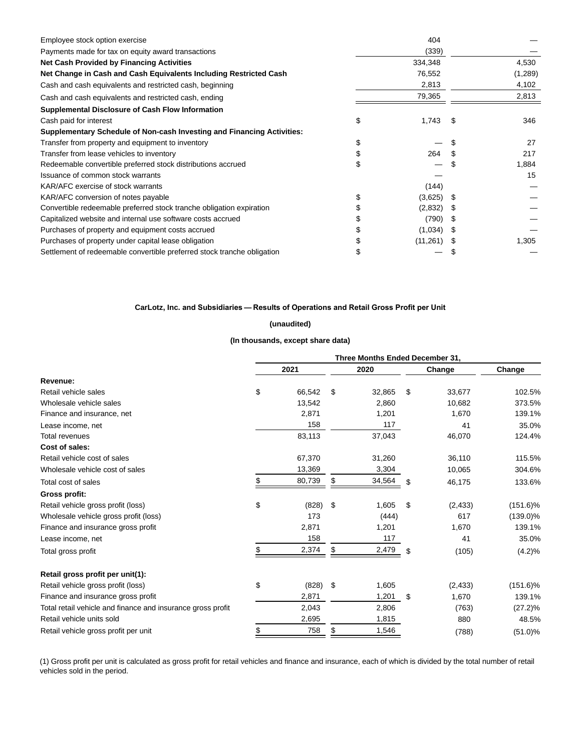| | | |
|---|---|---|
| Employee stock option exercise | 404 | — |
| Payments made for tax on equity award transactions | (339) | — |
| **Net Cash Provided by Financing Activities** | 334,348 | 4,530 |
| **Net Change in Cash and Cash Equivalents Including Restricted Cash** | 76,552 | (1,289) |
| Cash and cash equivalents and restricted cash, beginning | 2,813 | 4,102 |
| Cash and cash equivalents and restricted cash, ending | 79,365 | 2,813 |
| **Supplemental Disclosure of Cash Flow Information** | | |
| Cash paid for interest | $ 1,743 | $ 346 |
| **Supplementary Schedule of Non-cash Investing and Financing Activities:** | | |
| Transfer from property and equipment to inventory | $ — | $ 27 |
| Transfer from lease vehicles to inventory | $ 264 | $ 217 |
| Redeemable convertible preferred stock distributions accrued | $ — | $ 1,884 |
| Issuance of common stock warrants | — | 15 |
| KAR/AFC exercise of stock warrants | (144) | — |
| KAR/AFC conversion of notes payable | $ (3,625) | $ — |
| Convertible redeemable preferred stock tranche obligation expiration | $ (2,832) | $ — |
| Capitalized website and internal use software costs accrued | $ (790) | $ — |
| Purchases of property and equipment costs accrued | $ (1,034) | $ — |
| Purchases of property under capital lease obligation | $ (11,261) | $ 1,305 |
| Settlement of redeemable convertible preferred stock tranche obligation | $ — | $ — |

**CarLotz, Inc. and Subsidiaries — Results of Operations and Retail Gross Profit per Unit**

**(unaudited)**

**(In thousands, except share data)**

| | Three Months Ended December 31, | | | |
|---|---|---|---|---|
| | 2021 | 2020 | Change | Change |
| **Revenue:** | | | | |
| Retail vehicle sales | $ 66,542 | $ 32,865 | $ 33,677 | 102.5% |
| Wholesale vehicle sales | 13,542 | 2,860 | 10,682 | 373.5% |
| Finance and insurance, net | 2,871 | 1,201 | 1,670 | 139.1% |
| Lease income, net | 158 | 117 | 41 | 35.0% |
| Total revenues | 83,113 | 37,043 | 46,070 | 124.4% |
| **Cost of sales:** | | | | |
| Retail vehicle cost of sales | 67,370 | 31,260 | 36,110 | 115.5% |
| Wholesale vehicle cost of sales | 13,369 | 3,304 | 10,065 | 304.6% |
| Total cost of sales | $ 80,739 | $ 34,564 | $ 46,175 | 133.6% |
| **Gross profit:** | | | | |
| Retail vehicle gross profit (loss) | $ (828) | $ 1,605 | $ (2,433) | (151.6)% |
| Wholesale vehicle gross profit (loss) | 173 | (444) | 617 | (139.0)% |
| Finance and insurance gross profit | 2,871 | 1,201 | 1,670 | 139.1% |
| Lease income, net | 158 | 117 | 41 | 35.0% |
| Total gross profit | $ 2,374 | $ 2,479 | $ (105) | (4.2)% |
| | | | | |
| **Retail gross profit per unit(1):** | | | | |
| Retail vehicle gross profit (loss) | $ (828) | $ 1,605 | (2,433) | (151.6)% |
| Finance and insurance gross profit | 2,871 | 1,201 | $ 1,670 | 139.1% |
| Total retail vehicle and finance and insurance gross profit | 2,043 | 2,806 | (763) | (27.2)% |
| Retail vehicle units sold | 2,695 | 1,815 | 880 | 48.5% |
| Retail vehicle gross profit per unit | $ 758 | $ 1,546 | (788) | (51.0)% |

(1) Gross profit per unit is calculated as gross profit for retail vehicles and finance and insurance, each of which is divided by the total number of retail vehicles sold in the period.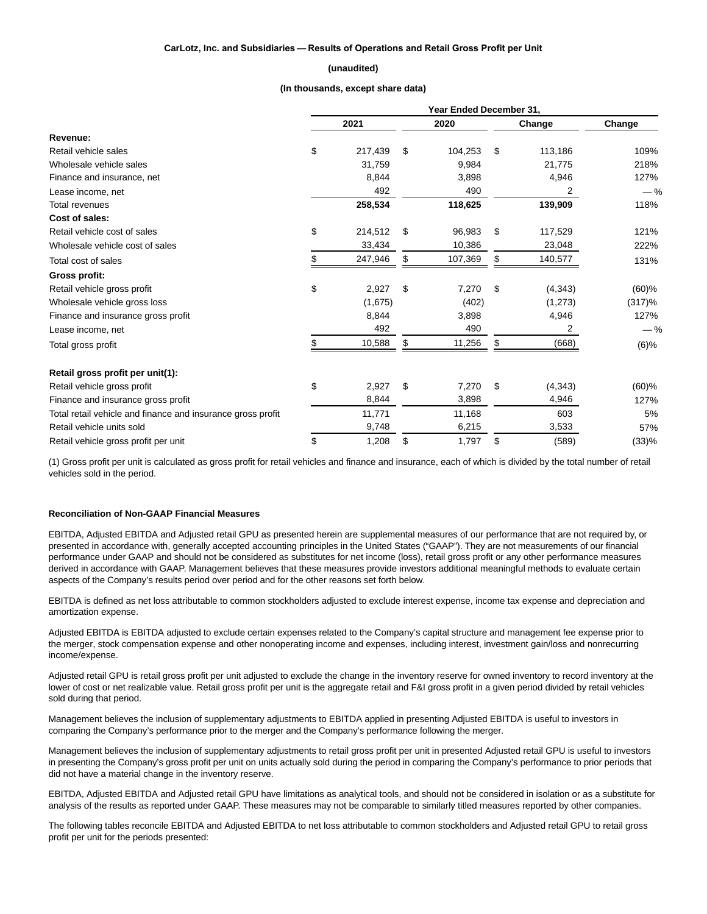**CarLotz, Inc. and Subsidiaries — Results of Operations and Retail Gross Profit per Unit**

**(unaudited)**

**(In thousands, except share data)**

| | Year Ended December 31, | | | |
|---|---|---|---|---|
| | 2021 | 2020 | Change | Change |
| **Revenue:** | | | | |
| Retail vehicle sales | $ 217,439 | $ 104,253 | $ 113,186 | 109% |
| Wholesale vehicle sales | 31,759 | 9,984 | 21,775 | 218% |
| Finance and insurance, net | 8,844 | 3,898 | 4,946 | 127% |
| Lease income, net | 492 | 490 | 2 | — % |
| Total revenues | **258,534** | **118,625** | **139,909** | 118% |
| **Cost of sales:** | | | | |
| Retail vehicle cost of sales | $ 214,512 | $ 96,983 | $ 117,529 | 121% |
| Wholesale vehicle cost of sales | 33,434 | 10,386 | 23,048 | 222% |
| Total cost of sales | $ 247,946 | $ 107,369 | $ 140,577 | 131% |
| **Gross profit:** | | | | |
| Retail vehicle gross profit | $ 2,927 | $ 7,270 | $ (4,343) | (60)% |
| Wholesale vehicle gross loss | (1,675) | (402) | (1,273) | (317)% |
| Finance and insurance gross profit | 8,844 | 3,898 | 4,946 | 127% |
| Lease income, net | 492 | 490 | 2 | — % |
| Total gross profit | $ 10,588 | $ 11,256 | $ (668) | (6)% |
| | | | | |
| **Retail gross profit per unit(1):** | | | | |
| Retail vehicle gross profit | $ 2,927 | $ 7,270 | $ (4,343) | (60)% |
| Finance and insurance gross profit | 8,844 | 3,898 | 4,946 | 127% |
| Total retail vehicle and finance and insurance gross profit | 11,771 | 11,168 | 603 | 5% |
| Retail vehicle units sold | 9,748 | 6,215 | 3,533 | 57% |
| Retail vehicle gross profit per unit | $ 1,208 | $ 1,797 | $ (589) | (33)% |

(1) Gross profit per unit is calculated as gross profit for retail vehicles and finance and insurance, each of which is divided by the total number of retail vehicles sold in the period.

**Reconciliation of Non-GAAP Financial Measures**

EBITDA, Adjusted EBITDA and Adjusted retail GPU as presented herein are supplemental measures of our performance that are not required by, or presented in accordance with, generally accepted accounting principles in the United States ("GAAP"). They are not measurements of our financial performance under GAAP and should not be considered as substitutes for net income (loss), retail gross profit or any other performance measures derived in accordance with GAAP. Management believes that these measures provide investors additional meaningful methods to evaluate certain aspects of the Company's results period over period and for the other reasons set forth below.

EBITDA is defined as net loss attributable to common stockholders adjusted to exclude interest expense, income tax expense and depreciation and amortization expense.

Adjusted EBITDA is EBITDA adjusted to exclude certain expenses related to the Company's capital structure and management fee expense prior to the merger, stock compensation expense and other nonoperating income and expenses, including interest, investment gain/loss and nonrecurring income/expense.

Adjusted retail GPU is retail gross profit per unit adjusted to exclude the change in the inventory reserve for owned inventory to record inventory at the lower of cost or net realizable value. Retail gross profit per unit is the aggregate retail and F&I gross profit in a given period divided by retail vehicles sold during that period.

Management believes the inclusion of supplementary adjustments to EBITDA applied in presenting Adjusted EBITDA is useful to investors in comparing the Company's performance prior to the merger and the Company's performance following the merger.

Management believes the inclusion of supplementary adjustments to retail gross profit per unit in presented Adjusted retail GPU is useful to investors in presenting the Company's gross profit per unit on units actually sold during the period in comparing the Company's performance to prior periods that did not have a material change in the inventory reserve.

EBITDA, Adjusted EBITDA and Adjusted retail GPU have limitations as analytical tools, and should not be considered in isolation or as a substitute for analysis of the results as reported under GAAP. These measures may not be comparable to similarly titled measures reported by other companies.

The following tables reconcile EBITDA and Adjusted EBITDA to net loss attributable to common stockholders and Adjusted retail GPU to retail gross profit per unit for the periods presented: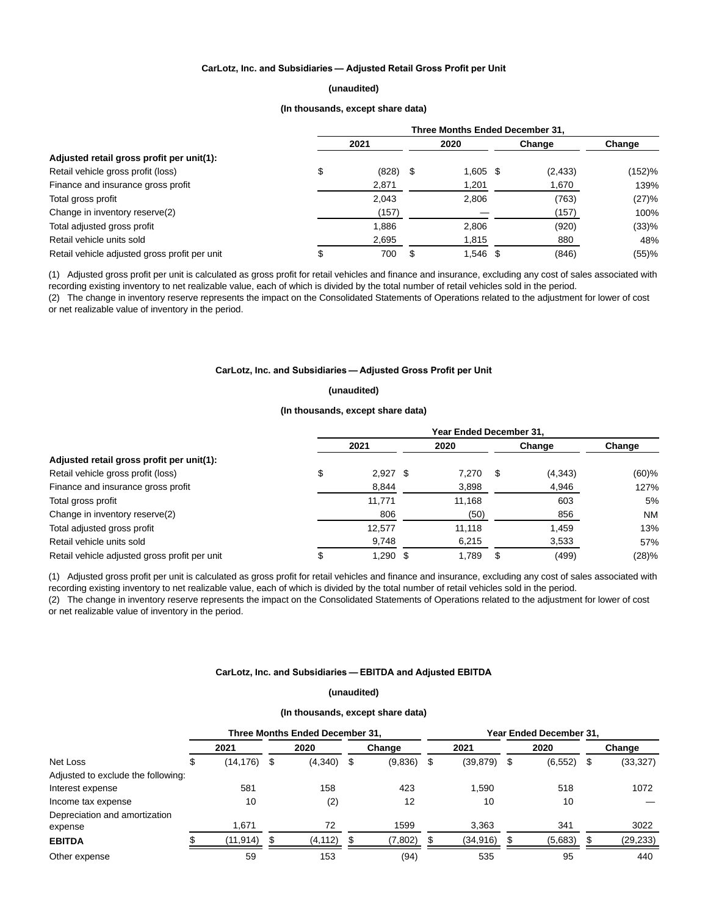**CarLotz, Inc. and Subsidiaries — Adjusted Retail Gross Profit per Unit**

**(unaudited)**

**(In thousands, except share data)**

| | Three Months Ended December 31, | | | |
|---|---|---|---|---|
| | 2021 | 2020 | Change | Change |
| **Adjusted retail gross profit per unit(1):** | | | | |
| Retail vehicle gross profit (loss) | $ (828) | $ 1,605 | $ (2,433) | (152)% |
| Finance and insurance gross profit | 2,871 | 1,201 | 1,670 | 139% |
| Total gross profit | 2,043 | 2,806 | (763) | (27)% |
| Change in inventory reserve(2) | (157) | — | (157) | 100% |
| Total adjusted gross profit | 1,886 | 2,806 | (920) | (33)% |
| Retail vehicle units sold | 2,695 | 1,815 | 880 | 48% |
| Retail vehicle adjusted gross profit per unit | $ 700 | $ 1,546 | $ (846) | (55)% |

(1) Adjusted gross profit per unit is calculated as gross profit for retail vehicles and finance and insurance, excluding any cost of sales associated with recording existing inventory to net realizable value, each of which is divided by the total number of retail vehicles sold in the period.
(2) The change in inventory reserve represents the impact on the Consolidated Statements of Operations related to the adjustment for lower of cost or net realizable value of inventory in the period.

**CarLotz, Inc. and Subsidiaries — Adjusted Gross Profit per Unit**

**(unaudited)**

**(In thousands, except share data)**

| | Year Ended December 31, | | | |
|---|---|---|---|---|
| | 2021 | 2020 | Change | Change |
| **Adjusted retail gross profit per unit(1):** | | | | |
| Retail vehicle gross profit (loss) | $ 2,927 | $ 7,270 | $ (4,343) | (60)% |
| Finance and insurance gross profit | 8,844 | 3,898 | 4,946 | 127% |
| Total gross profit | 11,771 | 11,168 | 603 | 5% |
| Change in inventory reserve(2) | 806 | (50) | 856 | NM |
| Total adjusted gross profit | 12,577 | 11,118 | 1,459 | 13% |
| Retail vehicle units sold | 9,748 | 6,215 | 3,533 | 57% |
| Retail vehicle adjusted gross profit per unit | $ 1,290 | $ 1,789 | $ (499) | (28)% |

(1) Adjusted gross profit per unit is calculated as gross profit for retail vehicles and finance and insurance, excluding any cost of sales associated with recording existing inventory to net realizable value, each of which is divided by the total number of retail vehicles sold in the period.
(2) The change in inventory reserve represents the impact on the Consolidated Statements of Operations related to the adjustment for lower of cost or net realizable value of inventory in the period.

**CarLotz, Inc. and Subsidiaries — EBITDA and Adjusted EBITDA**

**(unaudited)**

**(In thousands, except share data)**

| | Three Months Ended December 31, | | | Year Ended December 31, | | |
|---|---|---|---|---|---|---|
| | 2021 | 2020 | Change | 2021 | 2020 | Change |
| Net Loss | $ (14,176) | $ (4,340) | $ (9,836) | $ (39,879) | $ (6,552) | $ (33,327) |
| Adjusted to exclude the following: | | | | | | |
| Interest expense | 581 | 158 | 423 | 1,590 | 518 | 1072 |
| Income tax expense | 10 | (2) | 12 | 10 | 10 | — |
| Depreciation and amortization expense | 1,671 | 72 | 1599 | 3,363 | 341 | 3022 |
| **EBITDA** | $ (11,914) | $ (4,112) | $ (7,802) | $ (34,916) | $ (5,683) | $ (29,233) |
| Other expense | 59 | 153 | (94) | 535 | 95 | 440 |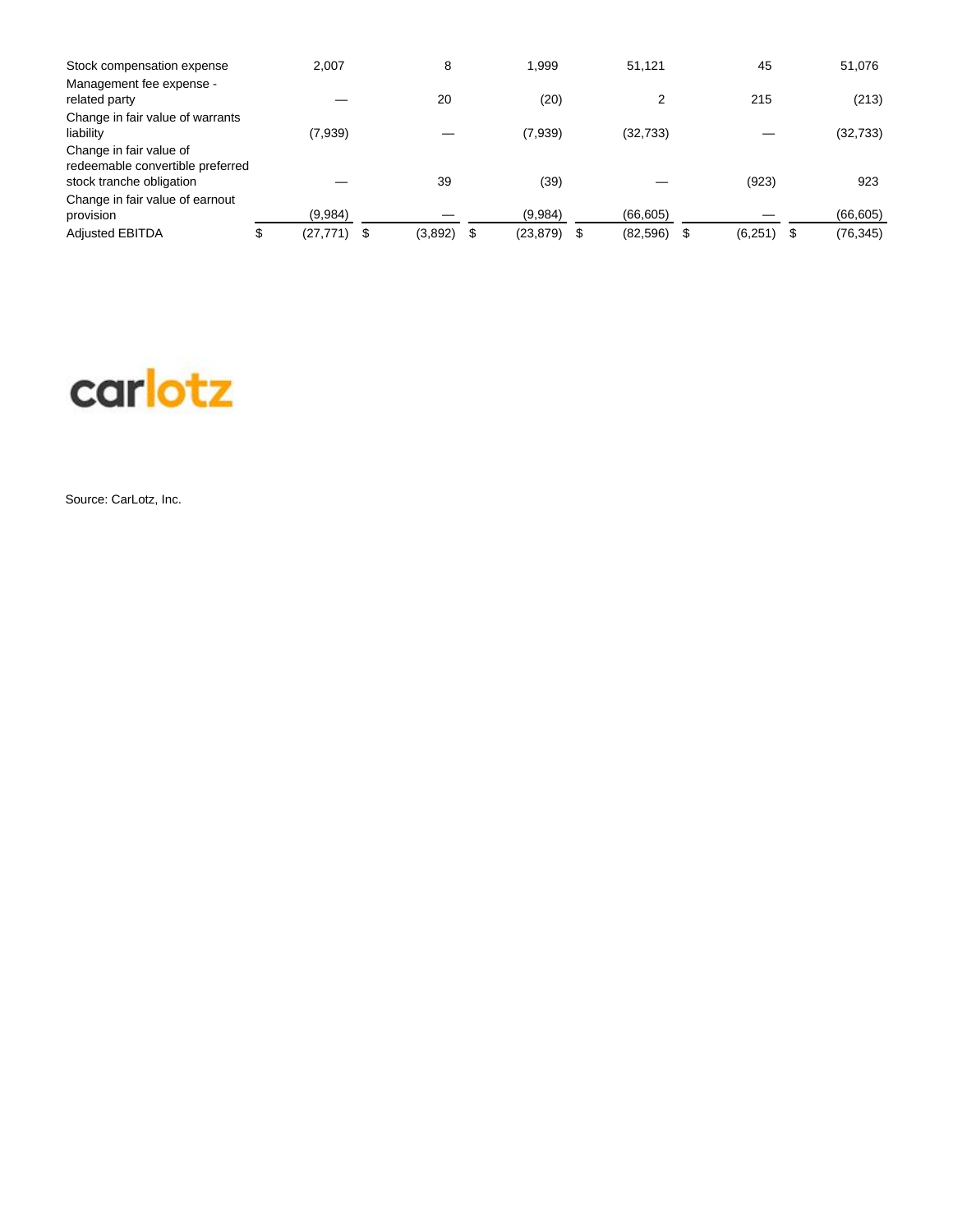| | | | | | | |
|---|---|---|---|---|---|---|
| Stock compensation expense | 2,007 | 8 | 1,999 | 51,121 | 45 | 51,076 |
| Management fee expense - related party | — | 20 | (20) | 2 | 215 | (213) |
| Change in fair value of warrants liability | (7,939) | — | (7,939) | (32,733) | — | (32,733) |
| Change in fair value of redeemable convertible preferred stock tranche obligation | — | 39 | (39) | — | (923) | 923 |
| Change in fair value of earnout provision | (9,984) | — | (9,984) | (66,605) | — | (66,605) |
| Adjusted EBITDA | $ (27,771) | $ (3,892) | $ (23,879) | $ (82,596) | $ (6,251) | $ (76,345) |

carlotz

Source: CarLotz, Inc.